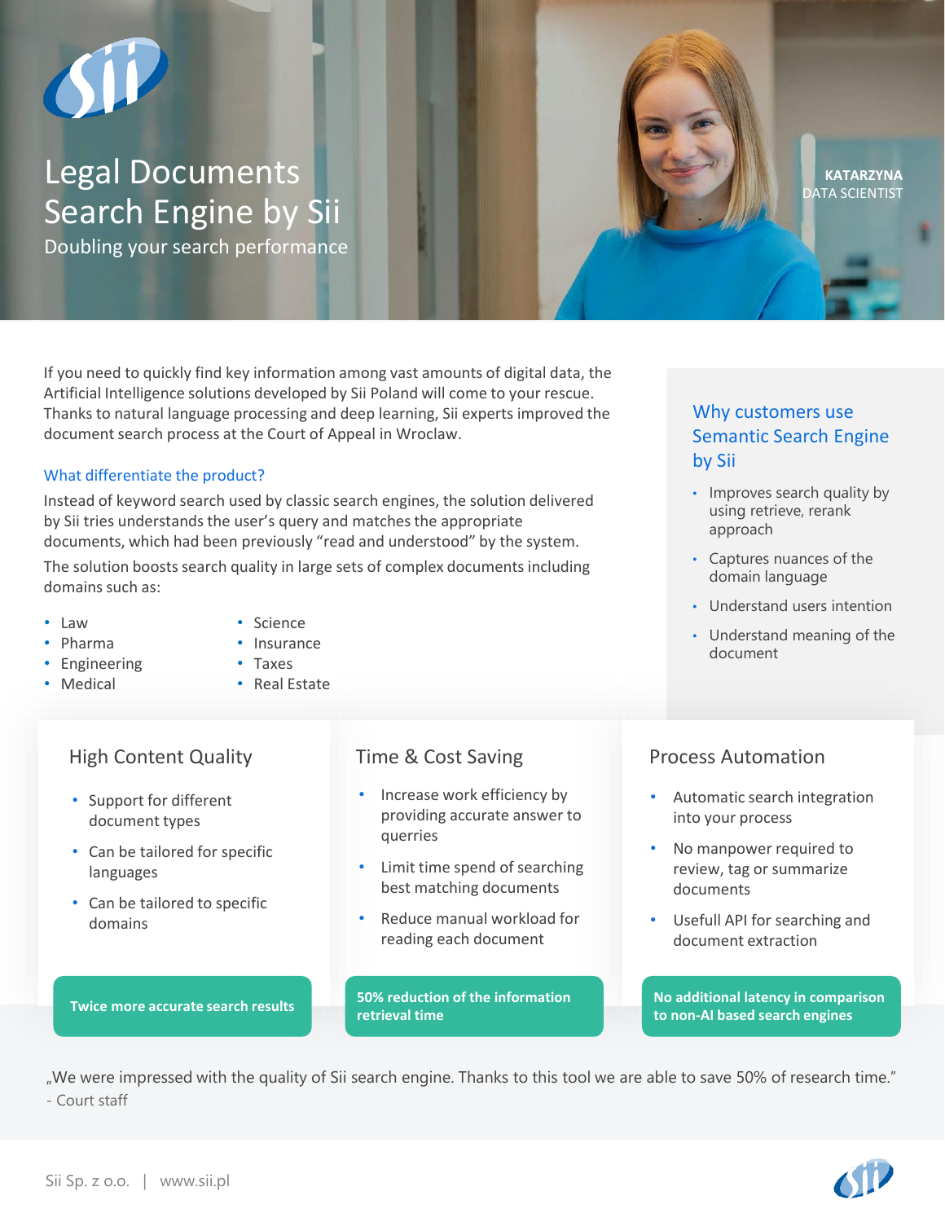# Legal Documents Search Engine by Sii

Doubling your search performance

KATARZYNA
DATA SCIENTIST

If you need to quickly find key information among vast amounts of digital data, the Artificial Intelligence solutions developed by Sii Poland will come to your rescue. Thanks to natural language processing and deep learning, Sii experts improved the document search process at the Court of Appeal in Wroclaw.

### What differentiate the product?

Instead of keyword search used by classic search engines, the solution delivered by Sii tries understands the user's query and matches the appropriate documents, which had been previously "read and understood" by the system.

The solution boosts search quality in large sets of complex documents including domains such as:

- Law
- Pharma
- Engineering
- Medical
- Science
- Insurance
- Taxes
- Real Estate

### Why customers use Semantic Search Engine by Sii

- Improves search quality by using retrieve, rerank approach
- Captures nuances of the domain language
- Understand users intention
- Understand meaning of the document

### High Content Quality

- Support for different document types
- Can be tailored for specific languages
- Can be tailored to specific domains

**Twice more accurate search results**

### Time & Cost Saving

- Increase work efficiency by providing accurate answer to querries
- Limit time spend of searching best matching documents
- Reduce manual workload for reading each document

**50% reduction of the information retrieval time**

### Process Automation

- Automatic search integration into your process
- No manpower required to review, tag or summarize documents
- Usefull API for searching and document extraction

**No additional latency in comparison to non-AI based search engines**

„We were impressed with the quality of Sii search engine. Thanks to this tool we are able to save 50% of research time."
- Court staff

Sii Sp. z o.o. | www.sii.pl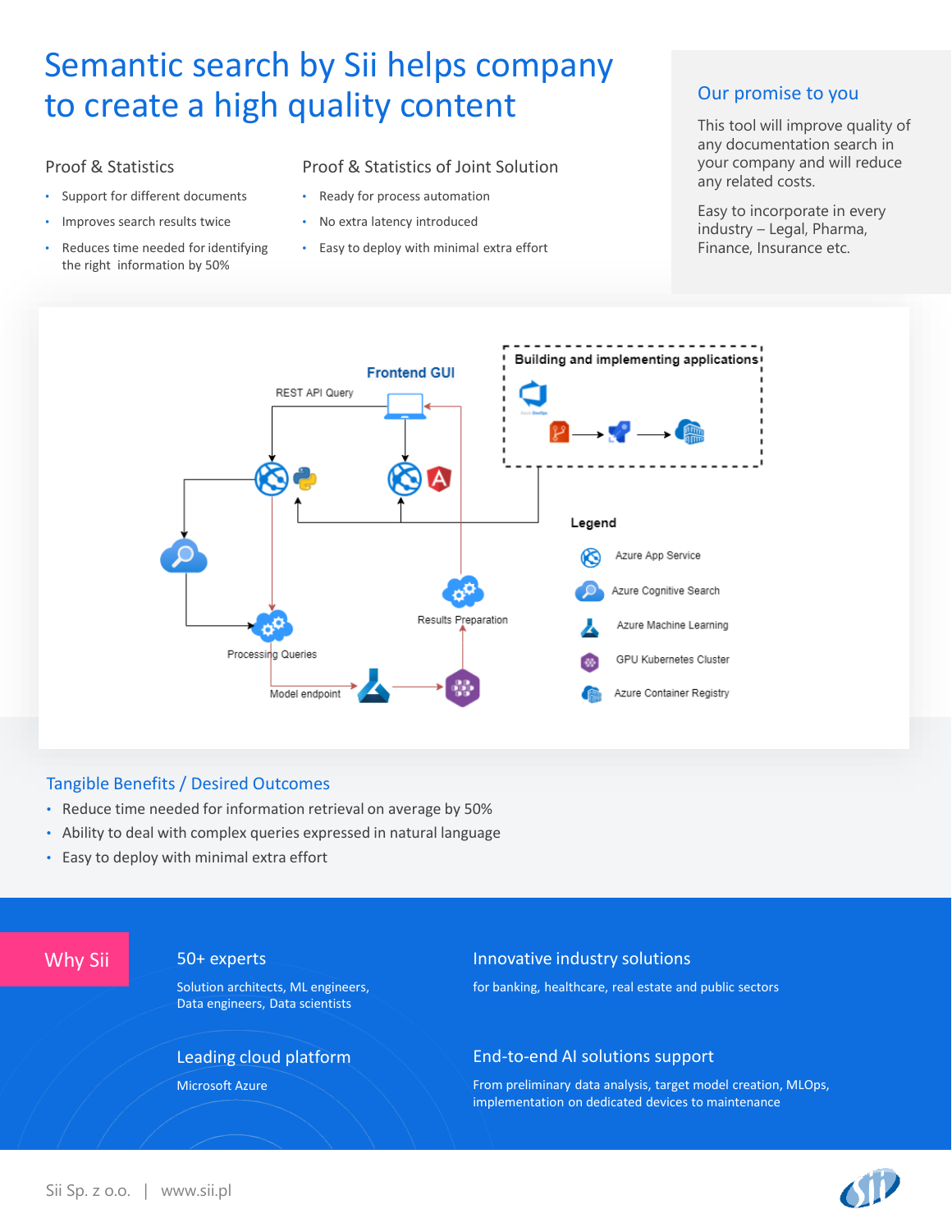# Semantic search by Sii helps company to create a high quality content

### Proof & Statistics

- Support for different documents
- Improves search results twice
- Reduces time needed for identifying the right information by 50%

### Proof & Statistics of Joint Solution

- Ready for process automation
- No extra latency introduced
- Easy to deploy with minimal extra effort

### Our promise to you

This tool will improve quality of any documentation search in your company and will reduce any related costs.

Easy to incorporate in every industry – Legal, Pharma, Finance, Insurance etc.

Frontend GUI

REST API Query

Building and implementing applications

Processing Queries

Model endpoint

Results Preparation

Legend

Azure App Service

Azure Cognitive Search

Azure Machine Learning

GPU Kubernetes Cluster

Azure Container Registry

### Tangible Benefits / Desired Outcomes

- Reduce time needed for information retrieval on average by 50%
- Ability to deal with complex queries expressed in natural language
- Easy to deploy with minimal extra effort

## Why Sii

### 50+ experts

Solution architects, ML engineers, Data engineers, Data scientists

### Innovative industry solutions

for banking, healthcare, real estate and public sectors

### Leading cloud platform

Microsoft Azure

### End-to-end AI solutions support

From preliminary data analysis, target model creation, MLOps, implementation on dedicated devices to maintenance

Sii Sp. z o.o. | www.sii.pl